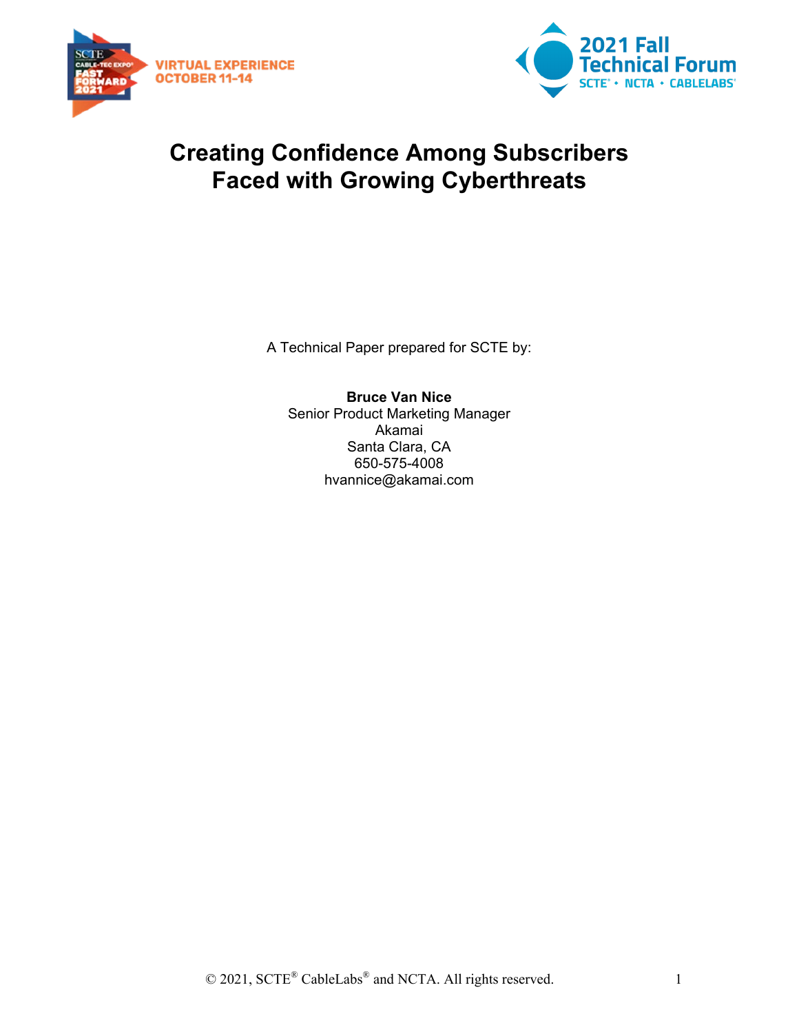# Creating Confidence Among Subscribers Faced with Growing Cyberthreats

A Technical Paper prepared for SCTE by:

**Bruce Van Nice**
Senior Product Marketing Manager
Akamai
Santa Clara, CA
650-575-4008
hvannice@akamai.com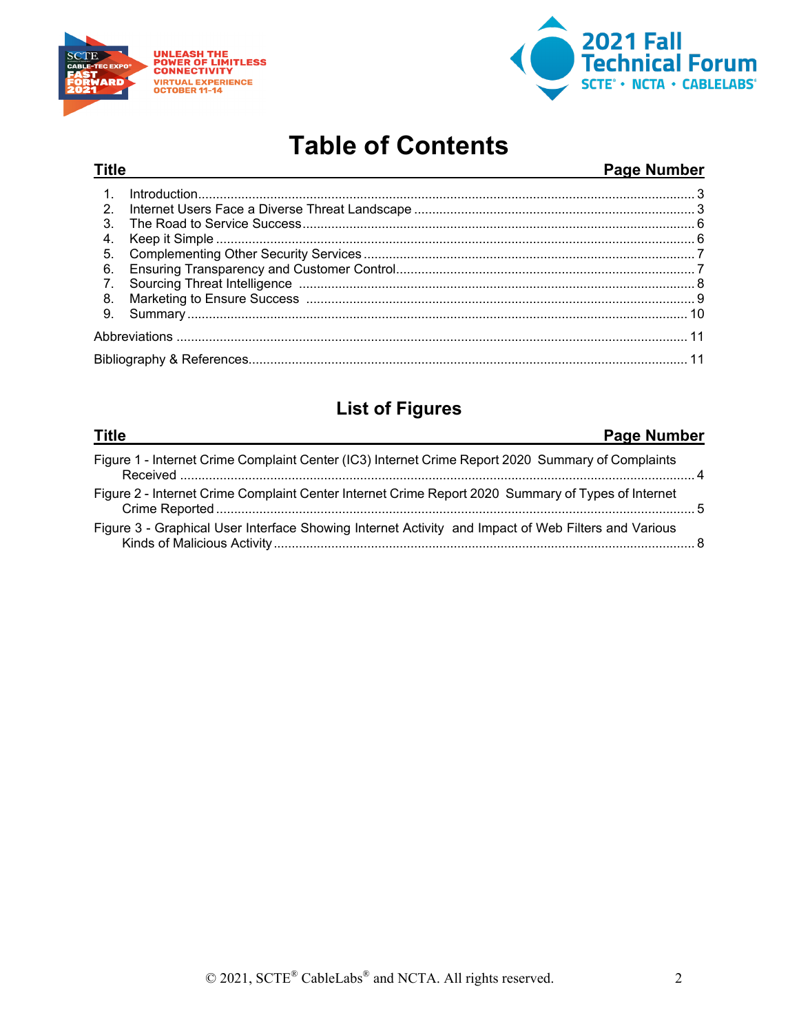# Table of Contents

| Title | Page Number |
|---|---|
| 1. Introduction | 3 |
| 2. Internet Users Face a Diverse Threat Landscape | 3 |
| 3. The Road to Service Success | 6 |
| 4. Keep it Simple | 6 |
| 5. Complementing Other Security Services | 7 |
| 6. Ensuring Transparency and Customer Control | 7 |
| 7. Sourcing Threat Intelligence | 8 |
| 8. Marketing to Ensure Success | 9 |
| 9. Summary | 10 |
| Abbreviations | 11 |
| Bibliography & References | 11 |

## List of Figures

| Title | Page Number |
|---|---|
| Figure 1 - Internet Crime Complaint Center (IC3) Internet Crime Report 2020 Summary of Complaints Received | 4 |
| Figure 2 - Internet Crime Complaint Center Internet Crime Report 2020 Summary of Types of Internet Crime Reported | 5 |
| Figure 3 - Graphical User Interface Showing Internet Activity and Impact of Web Filters and Various Kinds of Malicious Activity | 8 |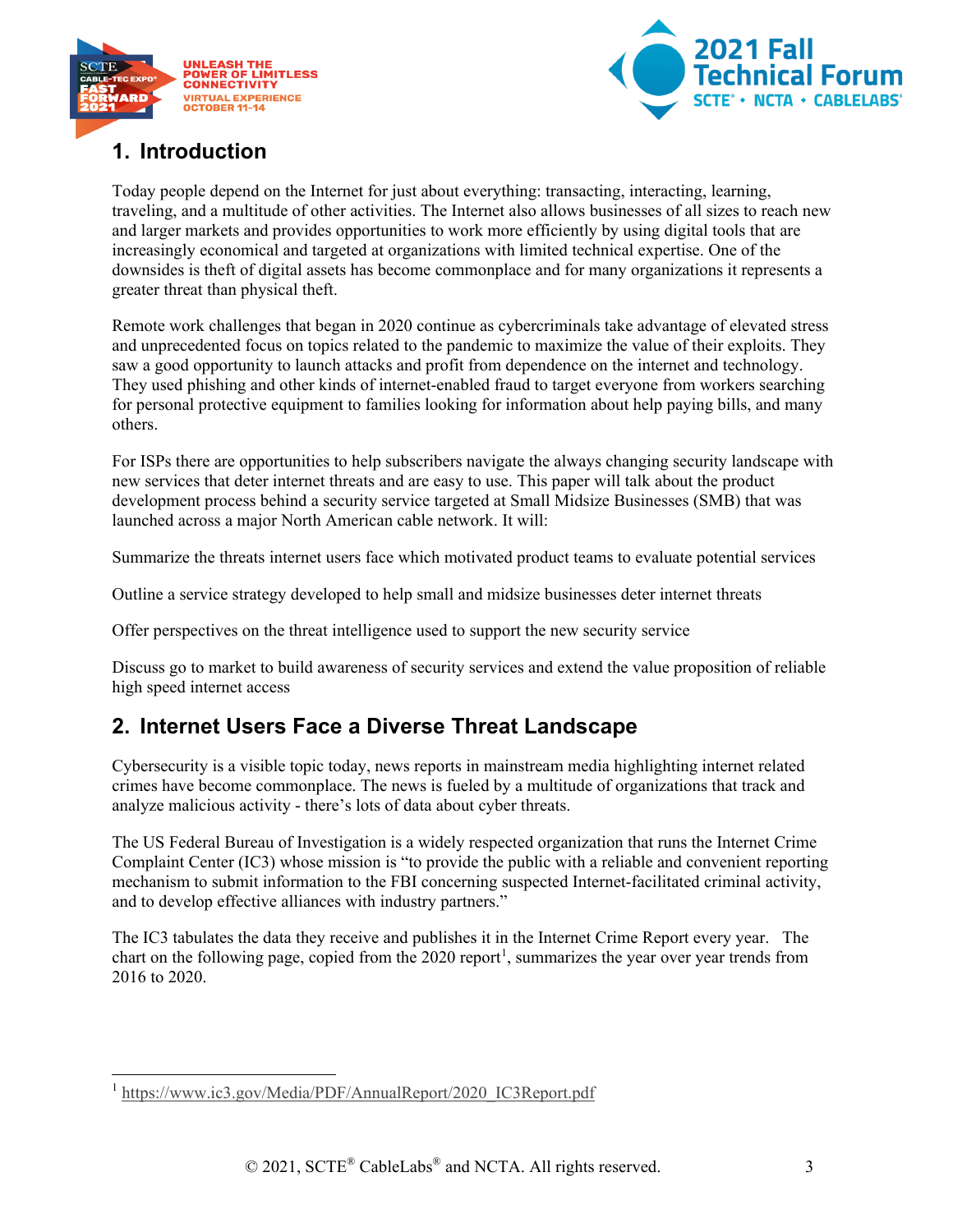## 1. Introduction

Today people depend on the Internet for just about everything: transacting, interacting, learning, traveling, and a multitude of other activities. The Internet also allows businesses of all sizes to reach new and larger markets and provides opportunities to work more efficiently by using digital tools that are increasingly economical and targeted at organizations with limited technical expertise. One of the downsides is theft of digital assets has become commonplace and for many organizations it represents a greater threat than physical theft.

Remote work challenges that began in 2020 continue as cybercriminals take advantage of elevated stress and unprecedented focus on topics related to the pandemic to maximize the value of their exploits. They saw a good opportunity to launch attacks and profit from dependence on the internet and technology. They used phishing and other kinds of internet-enabled fraud to target everyone from workers searching for personal protective equipment to families looking for information about help paying bills, and many others.

For ISPs there are opportunities to help subscribers navigate the always changing security landscape with new services that deter internet threats and are easy to use. This paper will talk about the product development process behind a security service targeted at Small Midsize Businesses (SMB) that was launched across a major North American cable network. It will:

Summarize the threats internet users face which motivated product teams to evaluate potential services

Outline a service strategy developed to help small and midsize businesses deter internet threats

Offer perspectives on the threat intelligence used to support the new security service

Discuss go to market to build awareness of security services and extend the value proposition of reliable high speed internet access

## 2. Internet Users Face a Diverse Threat Landscape

Cybersecurity is a visible topic today, news reports in mainstream media highlighting internet related crimes have become commonplace. The news is fueled by a multitude of organizations that track and analyze malicious activity - there's lots of data about cyber threats.

The US Federal Bureau of Investigation is a widely respected organization that runs the Internet Crime Complaint Center (IC3) whose mission is "to provide the public with a reliable and convenient reporting mechanism to submit information to the FBI concerning suspected Internet-facilitated criminal activity, and to develop effective alliances with industry partners."

The IC3 tabulates the data they receive and publishes it in the Internet Crime Report every year. The chart on the following page, copied from the 2020 report[1], summarizes the year over year trends from 2016 to 2020.

[1] https://www.ic3.gov/Media/PDF/AnnualReport/2020_IC3Report.pdf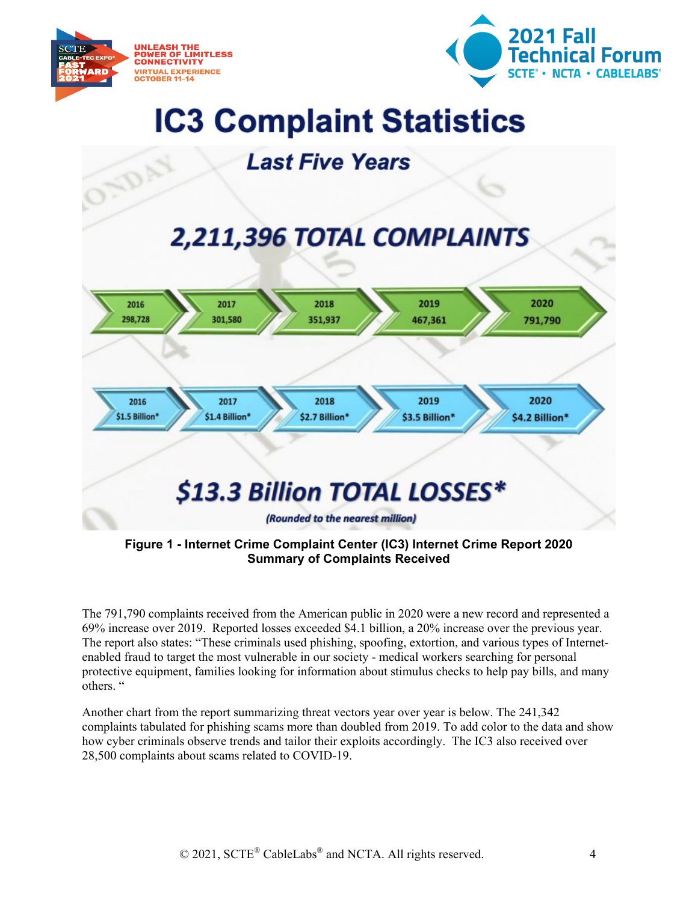# IC3 Complaint Statistics

## *Last Five Years*

**2,211,396 TOTAL COMPLAINTS**

| Year | Complaints | Losses |
|---|---|---|
| 2016 | 298,728 | $1.5 Billion* |
| 2017 | 301,580 | $1.4 Billion* |
| 2018 | 351,937 | $2.7 Billion* |
| 2019 | 467,361 | $3.5 Billion* |
| 2020 | 791,790 | $4.2 Billion* |

**$13.3 Billion TOTAL LOSSES***

*(Rounded to the nearest million)*

**Figure 1 - Internet Crime Complaint Center (IC3) Internet Crime Report 2020 Summary of Complaints Received**

The 791,790 complaints received from the American public in 2020 were a new record and represented a 69% increase over 2019. Reported losses exceeded $4.1 billion, a 20% increase over the previous year. The report also states: "These criminals used phishing, spoofing, extortion, and various types of Internet-enabled fraud to target the most vulnerable in our society - medical workers searching for personal protective equipment, families looking for information about stimulus checks to help pay bills, and many others. "

Another chart from the report summarizing threat vectors year over year is below. The 241,342 complaints tabulated for phishing scams more than doubled from 2019. To add color to the data and show how cyber criminals observe trends and tailor their exploits accordingly. The IC3 also received over 28,500 complaints about scams related to COVID-19.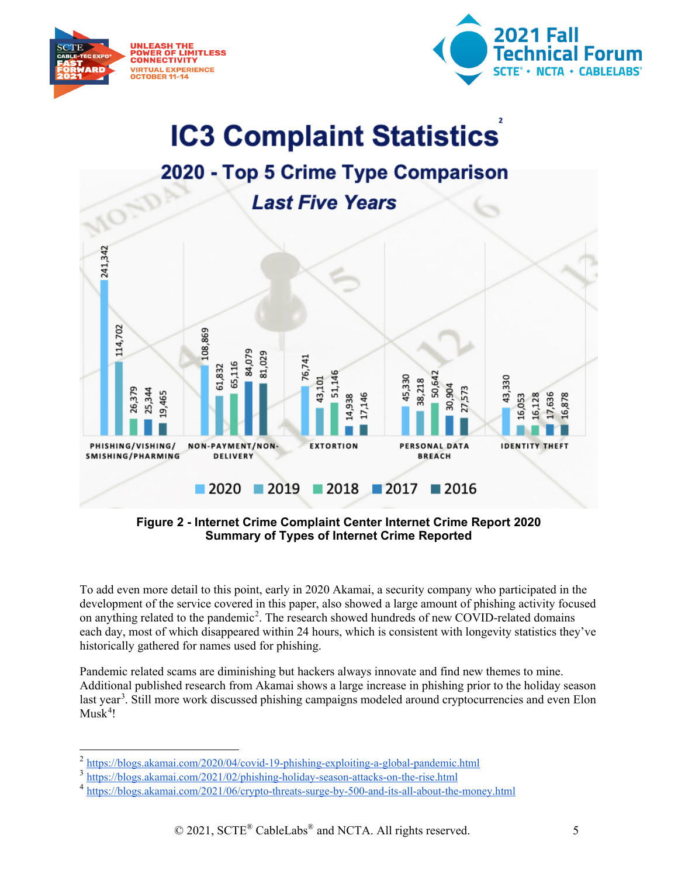## IC3 Complaint Statistics[2]

### 2020 - Top 5 Crime Type Comparison

#### *Last Five Years*

| Crime Type | 2020 | 2019 | 2018 | 2017 | 2016 |
|---|---|---|---|---|---|
| PHISHING/VISHING/SMISHING/PHARMING | 241,342 | 114,702 | 26,379 | 25,344 | 19,465 |
| NON-PAYMENT/NON-DELIVERY | 108,869 | 61,832 | 65,116 | 84,079 | 81,029 |
| EXTORTION | 76,741 | 43,101 | 51,146 | 14,938 | 17,146 |
| PERSONAL DATA BREACH | 45,330 | 38,218 | 50,642 | 30,904 | 27,573 |
| IDENTITY THEFT | 43,330 | 16,053 | 16,128 | 17,636 | 16,878 |

**Figure 2 - Internet Crime Complaint Center Internet Crime Report 2020 Summary of Types of Internet Crime Reported**

To add even more detail to this point, early in 2020 Akamai, a security company who participated in the development of the service covered in this paper, also showed a large amount of phishing activity focused on anything related to the pandemic[2]. The research showed hundreds of new COVID-related domains each day, most of which disappeared within 24 hours, which is consistent with longevity statistics they've historically gathered for names used for phishing.

Pandemic related scams are diminishing but hackers always innovate and find new themes to mine. Additional published research from Akamai shows a large increase in phishing prior to the holiday season last year[3]. Still more work discussed phishing campaigns modeled around cryptocurrencies and even Elon Musk[4]!

---

[2] https://blogs.akamai.com/2020/04/covid-19-phishing-exploiting-a-global-pandemic.html

[3] https://blogs.akamai.com/2021/02/phishing-holiday-season-attacks-on-the-rise.html

[4] https://blogs.akamai.com/2021/06/crypto-threats-surge-by-500-and-its-all-about-the-money.html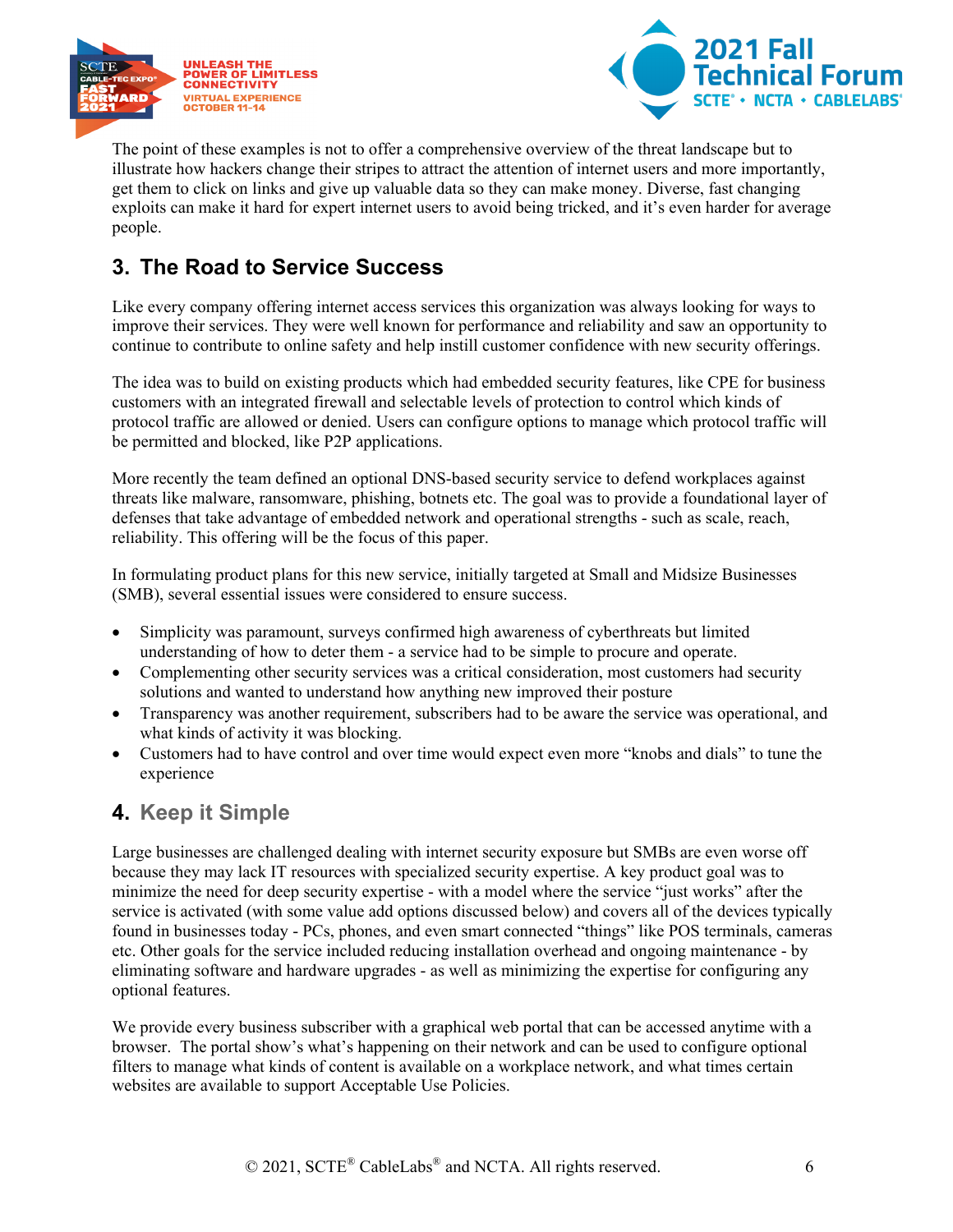The point of these examples is not to offer a comprehensive overview of the threat landscape but to illustrate how hackers change their stripes to attract the attention of internet users and more importantly, get them to click on links and give up valuable data so they can make money. Diverse, fast changing exploits can make it hard for expert internet users to avoid being tricked, and it's even harder for average people.

## 3. The Road to Service Success

Like every company offering internet access services this organization was always looking for ways to improve their services. They were well known for performance and reliability and saw an opportunity to continue to contribute to online safety and help instill customer confidence with new security offerings.

The idea was to build on existing products which had embedded security features, like CPE for business customers with an integrated firewall and selectable levels of protection to control which kinds of protocol traffic are allowed or denied. Users can configure options to manage which protocol traffic will be permitted and blocked, like P2P applications.

More recently the team defined an optional DNS-based security service to defend workplaces against threats like malware, ransomware, phishing, botnets etc. The goal was to provide a foundational layer of defenses that take advantage of embedded network and operational strengths - such as scale, reach, reliability. This offering will be the focus of this paper.

In formulating product plans for this new service, initially targeted at Small and Midsize Businesses (SMB), several essential issues were considered to ensure success.

- Simplicity was paramount, surveys confirmed high awareness of cyberthreats but limited understanding of how to deter them - a service had to be simple to procure and operate.
- Complementing other security services was a critical consideration, most customers had security solutions and wanted to understand how anything new improved their posture
- Transparency was another requirement, subscribers had to be aware the service was operational, and what kinds of activity it was blocking.
- Customers had to have control and over time would expect even more "knobs and dials" to tune the experience

## 4. Keep it Simple

Large businesses are challenged dealing with internet security exposure but SMBs are even worse off because they may lack IT resources with specialized security expertise. A key product goal was to minimize the need for deep security expertise - with a model where the service "just works" after the service is activated (with some value add options discussed below) and covers all of the devices typically found in businesses today - PCs, phones, and even smart connected "things" like POS terminals, cameras etc. Other goals for the service included reducing installation overhead and ongoing maintenance - by eliminating software and hardware upgrades - as well as minimizing the expertise for configuring any optional features.

We provide every business subscriber with a graphical web portal that can be accessed anytime with a browser. The portal show's what's happening on their network and can be used to configure optional filters to manage what kinds of content is available on a workplace network, and what times certain websites are available to support Acceptable Use Policies.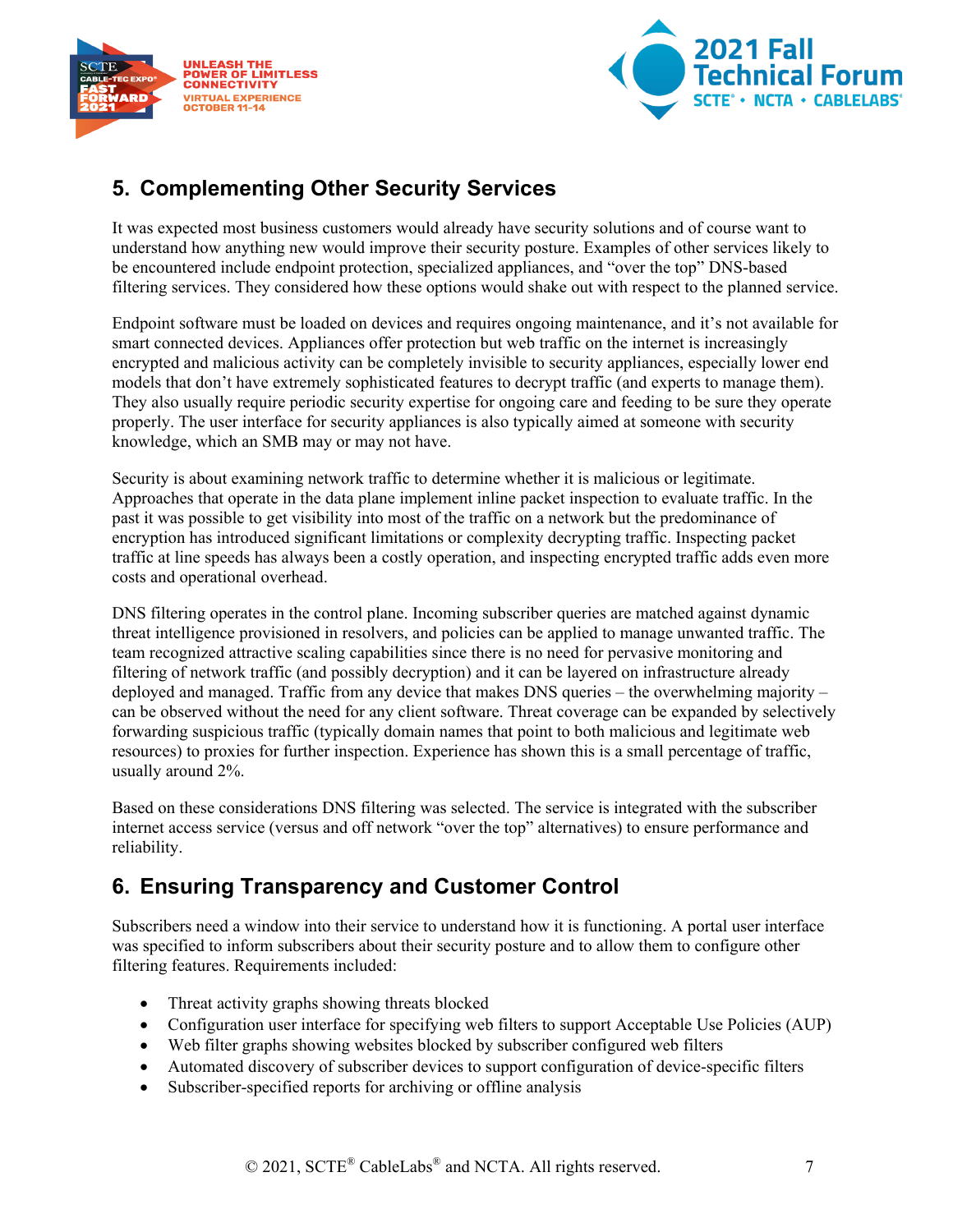## 5. Complementing Other Security Services

It was expected most business customers would already have security solutions and of course want to understand how anything new would improve their security posture. Examples of other services likely to be encountered include endpoint protection, specialized appliances, and "over the top" DNS-based filtering services. They considered how these options would shake out with respect to the planned service.

Endpoint software must be loaded on devices and requires ongoing maintenance, and it's not available for smart connected devices. Appliances offer protection but web traffic on the internet is increasingly encrypted and malicious activity can be completely invisible to security appliances, especially lower end models that don't have extremely sophisticated features to decrypt traffic (and experts to manage them). They also usually require periodic security expertise for ongoing care and feeding to be sure they operate properly. The user interface for security appliances is also typically aimed at someone with security knowledge, which an SMB may or may not have.

Security is about examining network traffic to determine whether it is malicious or legitimate. Approaches that operate in the data plane implement inline packet inspection to evaluate traffic. In the past it was possible to get visibility into most of the traffic on a network but the predominance of encryption has introduced significant limitations or complexity decrypting traffic. Inspecting packet traffic at line speeds has always been a costly operation, and inspecting encrypted traffic adds even more costs and operational overhead.

DNS filtering operates in the control plane. Incoming subscriber queries are matched against dynamic threat intelligence provisioned in resolvers, and policies can be applied to manage unwanted traffic. The team recognized attractive scaling capabilities since there is no need for pervasive monitoring and filtering of network traffic (and possibly decryption) and it can be layered on infrastructure already deployed and managed. Traffic from any device that makes DNS queries – the overwhelming majority – can be observed without the need for any client software. Threat coverage can be expanded by selectively forwarding suspicious traffic (typically domain names that point to both malicious and legitimate web resources) to proxies for further inspection. Experience has shown this is a small percentage of traffic, usually around 2%.

Based on these considerations DNS filtering was selected. The service is integrated with the subscriber internet access service (versus and off network "over the top" alternatives) to ensure performance and reliability.

## 6. Ensuring Transparency and Customer Control

Subscribers need a window into their service to understand how it is functioning. A portal user interface was specified to inform subscribers about their security posture and to allow them to configure other filtering features. Requirements included:

- Threat activity graphs showing threats blocked
- Configuration user interface for specifying web filters to support Acceptable Use Policies (AUP)
- Web filter graphs showing websites blocked by subscriber configured web filters
- Automated discovery of subscriber devices to support configuration of device-specific filters
- Subscriber-specified reports for archiving or offline analysis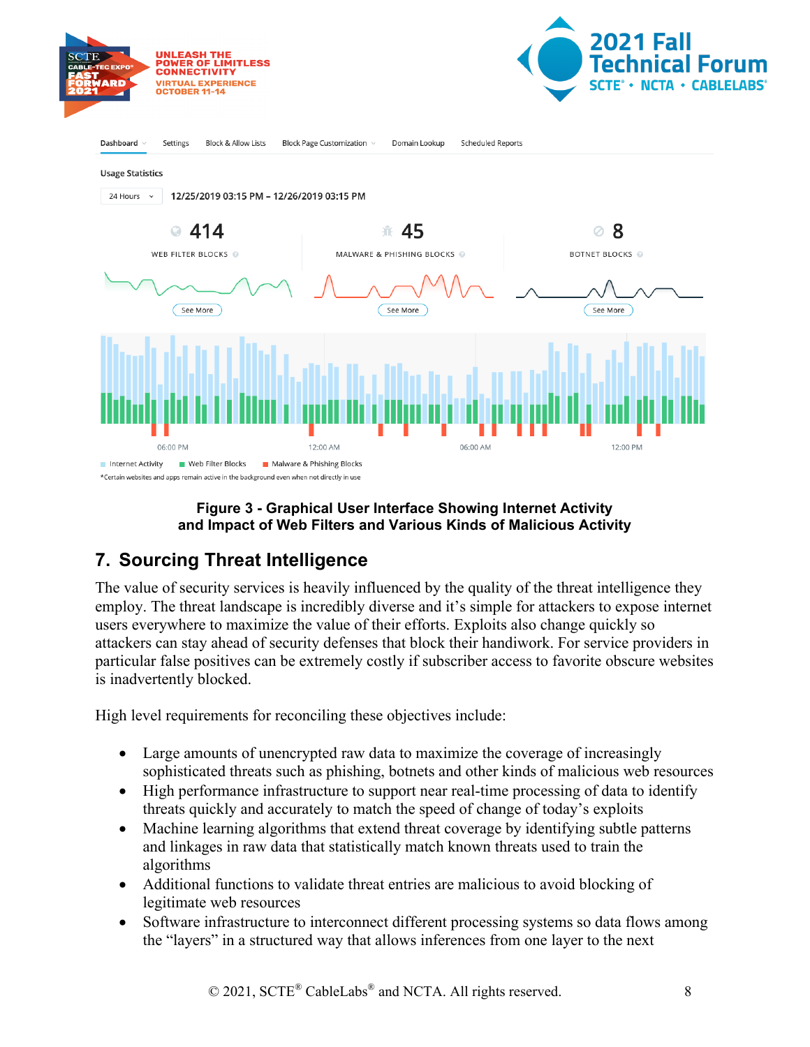Figure 3 - Graphical User Interface Showing Internet Activity and Impact of Web Filters and Various Kinds of Malicious Activity

## 7. Sourcing Threat Intelligence

The value of security services is heavily influenced by the quality of the threat intelligence they employ. The threat landscape is incredibly diverse and it's simple for attackers to expose internet users everywhere to maximize the value of their efforts. Exploits also change quickly so attackers can stay ahead of security defenses that block their handiwork. For service providers in particular false positives can be extremely costly if subscriber access to favorite obscure websites is inadvertently blocked.

High level requirements for reconciling these objectives include:

- Large amounts of unencrypted raw data to maximize the coverage of increasingly sophisticated threats such as phishing, botnets and other kinds of malicious web resources
- High performance infrastructure to support near real-time processing of data to identify threats quickly and accurately to match the speed of change of today's exploits
- Machine learning algorithms that extend threat coverage by identifying subtle patterns and linkages in raw data that statistically match known threats used to train the algorithms
- Additional functions to validate threat entries are malicious to avoid blocking of legitimate web resources
- Software infrastructure to interconnect different processing systems so data flows among the "layers" in a structured way that allows inferences from one layer to the next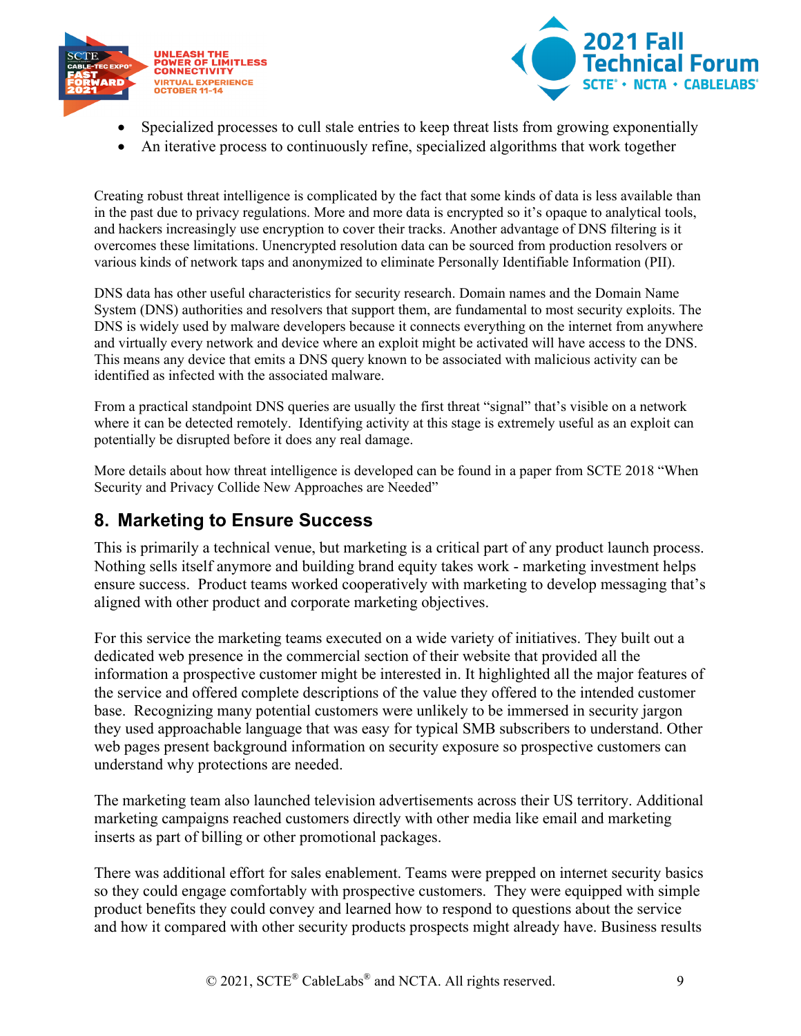- Specialized processes to cull stale entries to keep threat lists from growing exponentially
- An iterative process to continuously refine, specialized algorithms that work together

Creating robust threat intelligence is complicated by the fact that some kinds of data is less available than in the past due to privacy regulations. More and more data is encrypted so it's opaque to analytical tools, and hackers increasingly use encryption to cover their tracks. Another advantage of DNS filtering is it overcomes these limitations. Unencrypted resolution data can be sourced from production resolvers or various kinds of network taps and anonymized to eliminate Personally Identifiable Information (PII).

DNS data has other useful characteristics for security research. Domain names and the Domain Name System (DNS) authorities and resolvers that support them, are fundamental to most security exploits. The DNS is widely used by malware developers because it connects everything on the internet from anywhere and virtually every network and device where an exploit might be activated will have access to the DNS. This means any device that emits a DNS query known to be associated with malicious activity can be identified as infected with the associated malware.

From a practical standpoint DNS queries are usually the first threat "signal" that's visible on a network where it can be detected remotely. Identifying activity at this stage is extremely useful as an exploit can potentially be disrupted before it does any real damage.

More details about how threat intelligence is developed can be found in a paper from SCTE 2018 "When Security and Privacy Collide New Approaches are Needed"

## 8. Marketing to Ensure Success

This is primarily a technical venue, but marketing is a critical part of any product launch process. Nothing sells itself anymore and building brand equity takes work - marketing investment helps ensure success. Product teams worked cooperatively with marketing to develop messaging that's aligned with other product and corporate marketing objectives.

For this service the marketing teams executed on a wide variety of initiatives. They built out a dedicated web presence in the commercial section of their website that provided all the information a prospective customer might be interested in. It highlighted all the major features of the service and offered complete descriptions of the value they offered to the intended customer base. Recognizing many potential customers were unlikely to be immersed in security jargon they used approachable language that was easy for typical SMB subscribers to understand. Other web pages present background information on security exposure so prospective customers can understand why protections are needed.

The marketing team also launched television advertisements across their US territory. Additional marketing campaigns reached customers directly with other media like email and marketing inserts as part of billing or other promotional packages.

There was additional effort for sales enablement. Teams were prepped on internet security basics so they could engage comfortably with prospective customers. They were equipped with simple product benefits they could convey and learned how to respond to questions about the service and how it compared with other security products prospects might already have. Business results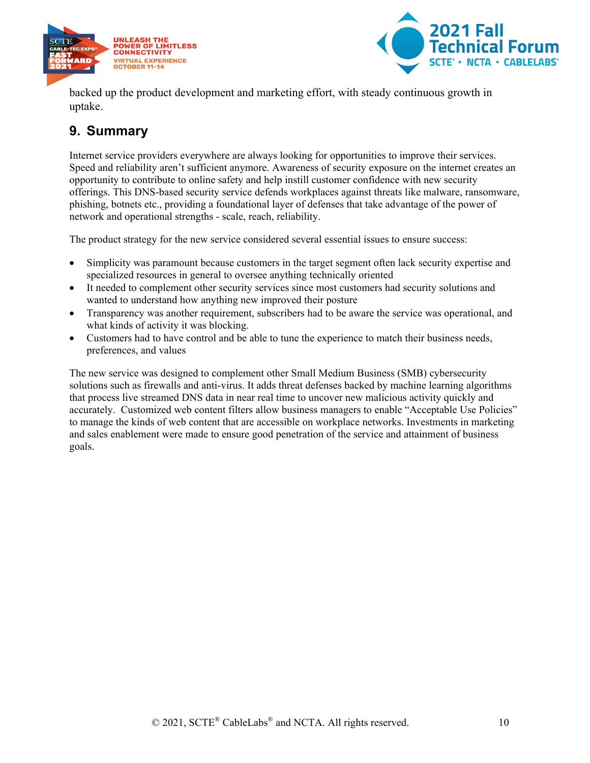backed up the product development and marketing effort, with steady continuous growth in uptake.

## 9. Summary

Internet service providers everywhere are always looking for opportunities to improve their services. Speed and reliability aren't sufficient anymore. Awareness of security exposure on the internet creates an opportunity to contribute to online safety and help instill customer confidence with new security offerings. This DNS-based security service defends workplaces against threats like malware, ransomware, phishing, botnets etc., providing a foundational layer of defenses that take advantage of the power of network and operational strengths - scale, reach, reliability.

The product strategy for the new service considered several essential issues to ensure success:

- Simplicity was paramount because customers in the target segment often lack security expertise and specialized resources in general to oversee anything technically oriented
- It needed to complement other security services since most customers had security solutions and wanted to understand how anything new improved their posture
- Transparency was another requirement, subscribers had to be aware the service was operational, and what kinds of activity it was blocking.
- Customers had to have control and be able to tune the experience to match their business needs, preferences, and values

The new service was designed to complement other Small Medium Business (SMB) cybersecurity solutions such as firewalls and anti-virus. It adds threat defenses backed by machine learning algorithms that process live streamed DNS data in near real time to uncover new malicious activity quickly and accurately. Customized web content filters allow business managers to enable "Acceptable Use Policies" to manage the kinds of web content that are accessible on workplace networks. Investments in marketing and sales enablement were made to ensure good penetration of the service and attainment of business goals.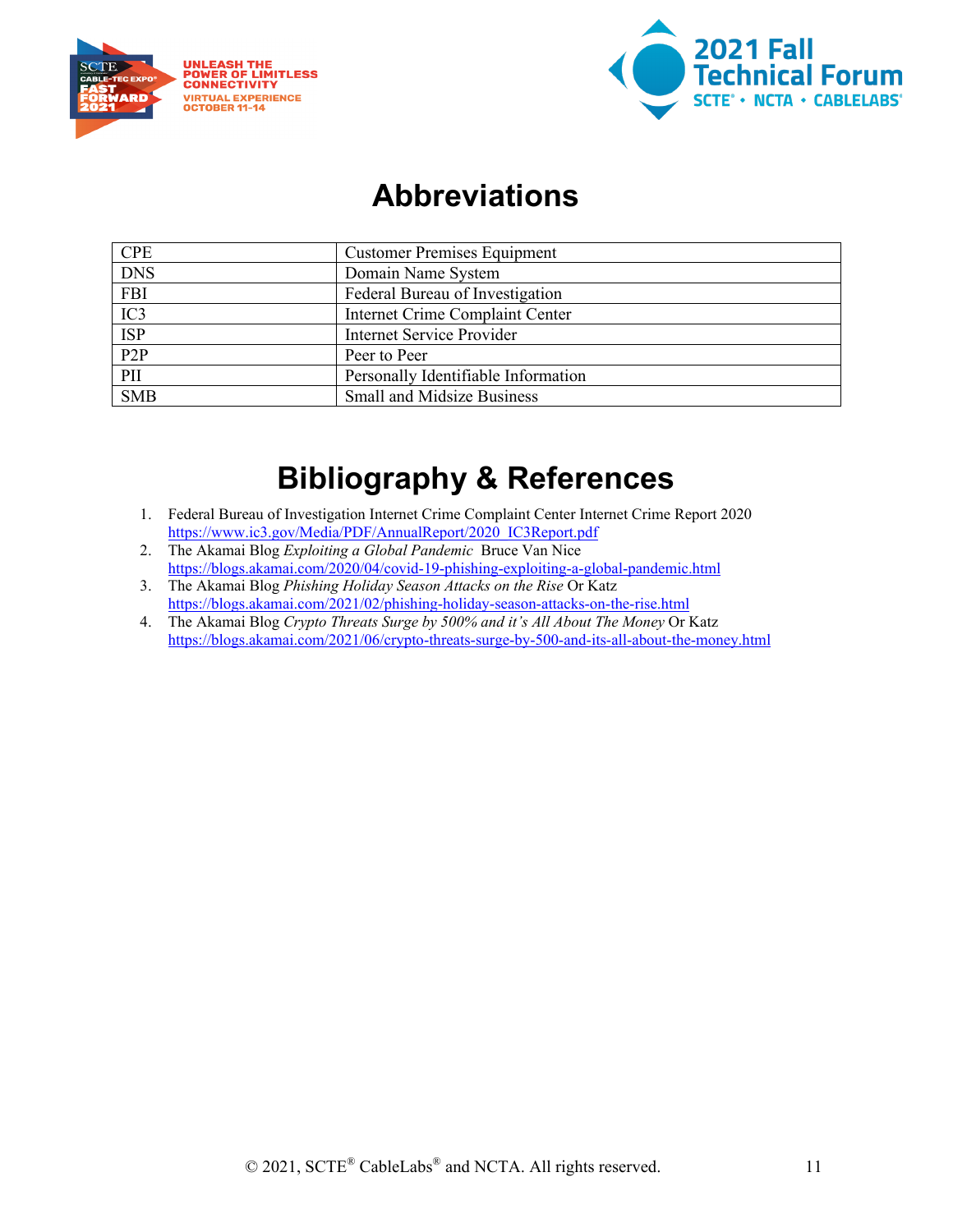# Abbreviations

| | |
|---|---|
| CPE | Customer Premises Equipment |
| DNS | Domain Name System |
| FBI | Federal Bureau of Investigation |
| IC3 | Internet Crime Complaint Center |
| ISP | Internet Service Provider |
| P2P | Peer to Peer |
| PII | Personally Identifiable Information |
| SMB | Small and Midsize Business |

# Bibliography & References

1. Federal Bureau of Investigation Internet Crime Complaint Center Internet Crime Report 2020 https://www.ic3.gov/Media/PDF/AnnualReport/2020_IC3Report.pdf
2. The Akamai Blog *Exploiting a Global Pandemic* Bruce Van Nice https://blogs.akamai.com/2020/04/covid-19-phishing-exploiting-a-global-pandemic.html
3. The Akamai Blog *Phishing Holiday Season Attacks on the Rise* Or Katz https://blogs.akamai.com/2021/02/phishing-holiday-season-attacks-on-the-rise.html
4. The Akamai Blog *Crypto Threats Surge by 500% and it's All About The Money* Or Katz https://blogs.akamai.com/2021/06/crypto-threats-surge-by-500-and-its-all-about-the-money.html